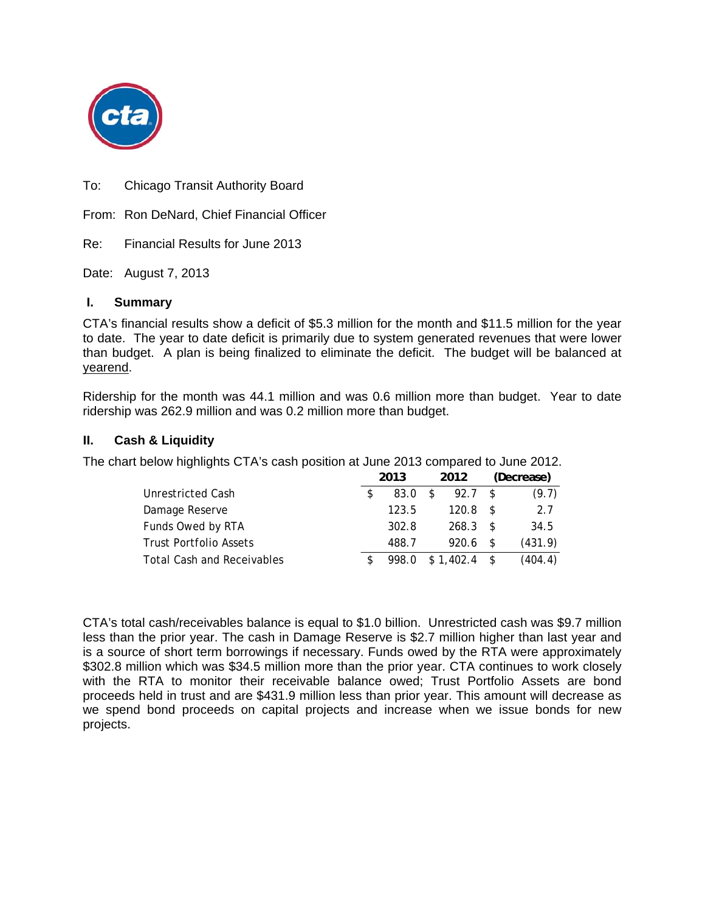To: Chicago Transit Authority Board

From: Ron DeNard, Chief Financial Officer

Re: Financial Results for June 2013

Date: August 7, 2013

## I. Summary

CTA's financial results show a deficit of $5.3 million for the month and $11.5 million for the year to date. The year to date deficit is primarily due to system generated revenues that were lower than budget. A plan is being finalized to eliminate the deficit. The budget will be balanced at yearend.

Ridership for the month was 44.1 million and was 0.6 million more than budget. Year to date ridership was 262.9 million and was 0.2 million more than budget.

## II. Cash & Liquidity

The chart below highlights CTA's cash position at June 2013 compared to June 2012.

| | 2013 | 2012 | (Decrease) |
|---|---|---|---|
| Unrestricted Cash | $ 83.0 | $ 92.7 | $ (9.7) |
| Damage Reserve | 123.5 | 120.8 | $ 2.7 |
| Funds Owed by RTA | 302.8 | 268.3 | $ 34.5 |
| Trust Portfolio Assets | 488.7 | 920.6 | $ (431.9) |
| Total Cash and Receivables | $ 998.0 | $ 1,402.4 | $ (404.4) |

CTA's total cash/receivables balance is equal to $1.0 billion. Unrestricted cash was $9.7 million less than the prior year. The cash in Damage Reserve is $2.7 million higher than last year and is a source of short term borrowings if necessary. Funds owed by the RTA were approximately $302.8 million which was $34.5 million more than the prior year. CTA continues to work closely with the RTA to monitor their receivable balance owed; Trust Portfolio Assets are bond proceeds held in trust and are $431.9 million less than prior year. This amount will decrease as we spend bond proceeds on capital projects and increase when we issue bonds for new projects.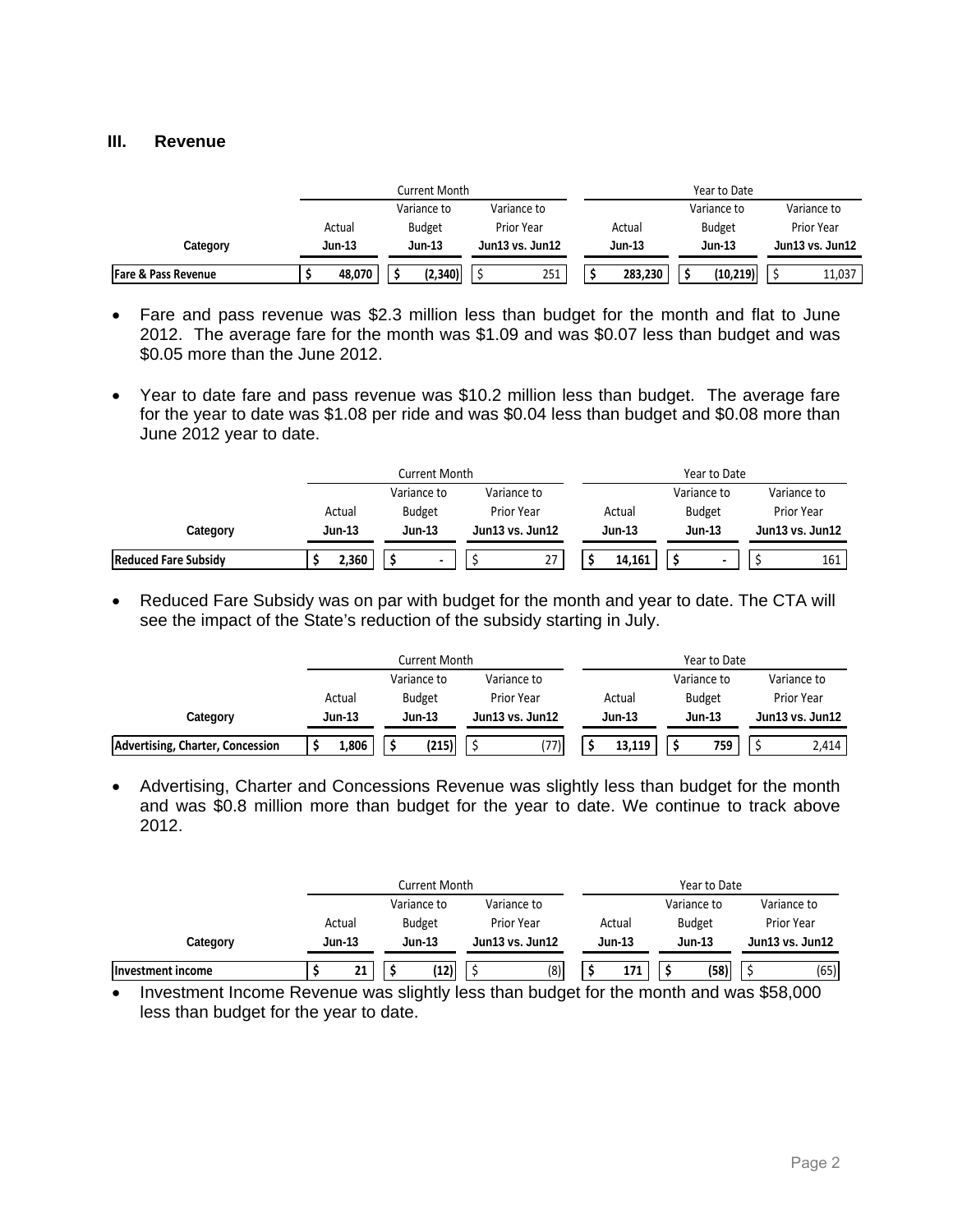## III. Revenue

| Category | Current Month | | | Year to Date | | |
|---|---|---|---|---|---|---|
| | Actual Jun-13 | Variance to Budget Jun-13 | Variance to Prior Year Jun13 vs. Jun12 | Actual Jun-13 | Variance to Budget Jun-13 | Variance to Prior Year Jun13 vs. Jun12 |
| **Fare & Pass Revenue** | $ 48,070 | $ (2,340) | $ 251 | $ 283,230 | $ (10,219) | $ 11,037 |

- Fare and pass revenue was $2.3 million less than budget for the month and flat to June 2012. The average fare for the month was $1.09 and was $0.07 less than budget and was $0.05 more than the June 2012.
- Year to date fare and pass revenue was $10.2 million less than budget. The average fare for the year to date was $1.08 per ride and was $0.04 less than budget and $0.08 more than June 2012 year to date.

| Category | Current Month | | | Year to Date | | |
|---|---|---|---|---|---|---|
| | Actual Jun-13 | Variance to Budget Jun-13 | Variance to Prior Year Jun13 vs. Jun12 | Actual Jun-13 | Variance to Budget Jun-13 | Variance to Prior Year Jun13 vs. Jun12 |
| **Reduced Fare Subsidy** | $ 2,360 | $ - | $ 27 | $ 14,161 | $ - | $ 161 |

- Reduced Fare Subsidy was on par with budget for the month and year to date. The CTA will see the impact of the State's reduction of the subsidy starting in July.

| Category | Current Month | | | Year to Date | | |
|---|---|---|---|---|---|---|
| | Actual Jun-13 | Variance to Budget Jun-13 | Variance to Prior Year Jun13 vs. Jun12 | Actual Jun-13 | Variance to Budget Jun-13 | Variance to Prior Year Jun13 vs. Jun12 |
| **Advertising, Charter, Concession** | $ 1,806 | $ (215) | $ (77) | $ 13,119 | $ 759 | $ 2,414 |

- Advertising, Charter and Concessions Revenue was slightly less than budget for the month and was $0.8 million more than budget for the year to date. We continue to track above 2012.

| Category | Current Month | | | Year to Date | | |
|---|---|---|---|---|---|---|
| | Actual Jun-13 | Variance to Budget Jun-13 | Variance to Prior Year Jun13 vs. Jun12 | Actual Jun-13 | Variance to Budget Jun-13 | Variance to Prior Year Jun13 vs. Jun12 |
| **Investment income** | $ 21 | $ (12) | $ (8) | $ 171 | $ (58) | $ (65) |

- Investment Income Revenue was slightly less than budget for the month and was $58,000 less than budget for the year to date.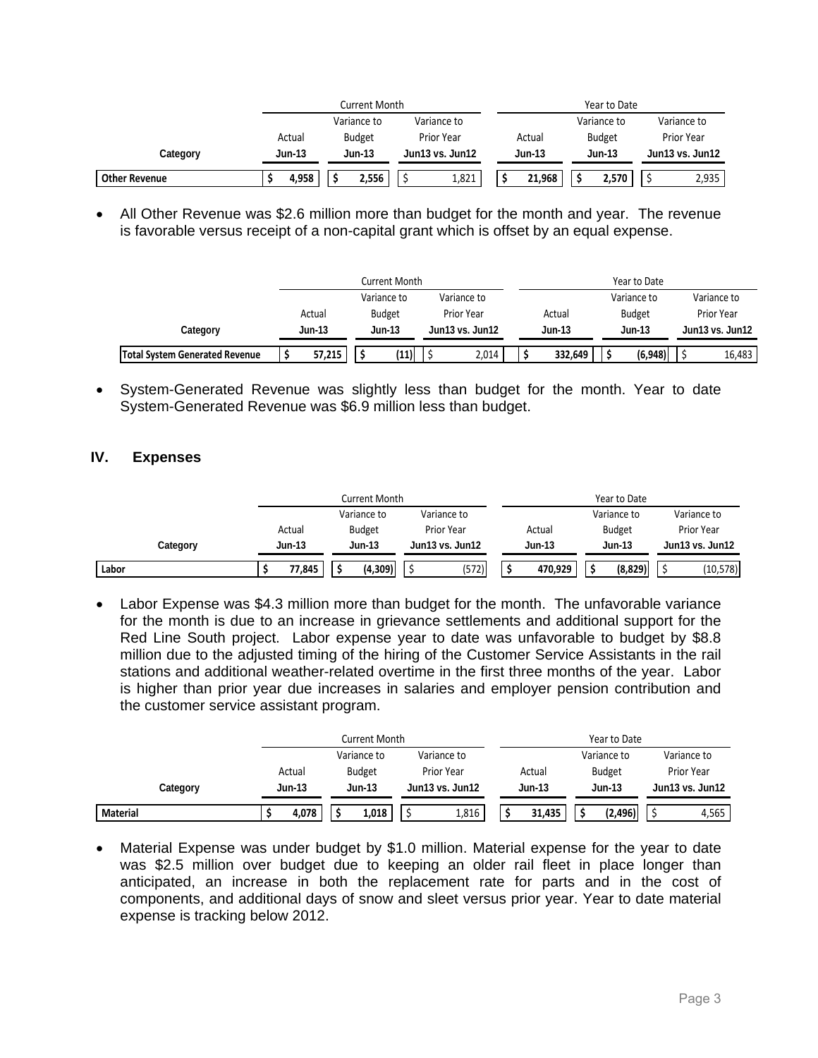| | Current Month | | | Year to Date | | |
|---|---|---|---|---|---|---|
| | Actual | Variance to Budget | Variance to Prior Year | Actual | Variance to Budget | Variance to Prior Year |
| **Category** | **Jun-13** | **Jun-13** | **Jun13 vs. Jun12** | **Jun-13** | **Jun-13** | **Jun13 vs. Jun12** |
| **Other Revenue** | **$ 4,958** | **$ 2,556** | $ 1,821 | **$ 21,968** | **$ 2,570** | $ 2,935 |

- All Other Revenue was $2.6 million more than budget for the month and year. The revenue is favorable versus receipt of a non-capital grant which is offset by an equal expense.

| | Current Month | | | Year to Date | | |
|---|---|---|---|---|---|---|
| | Actual | Variance to Budget | Variance to Prior Year | Actual | Variance to Budget | Variance to Prior Year |
| **Category** | **Jun-13** | **Jun-13** | **Jun13 vs. Jun12** | **Jun-13** | **Jun-13** | **Jun13 vs. Jun12** |
| **Total System Generated Revenue** | **$ 57,215** | **$ (11)** | $ 2,014 | **$ 332,649** | **$ (6,948)** | $ 16,483 |

- System-Generated Revenue was slightly less than budget for the month. Year to date System-Generated Revenue was $6.9 million less than budget.

## IV. Expenses

| | Current Month | | | Year to Date | | |
|---|---|---|---|---|---|---|
| | Actual | Variance to Budget | Variance to Prior Year | Actual | Variance to Budget | Variance to Prior Year |
| **Category** | **Jun-13** | **Jun-13** | **Jun13 vs. Jun12** | **Jun-13** | **Jun-13** | **Jun13 vs. Jun12** |
| **Labor** | **$ 77,845** | **$ (4,309)** | $ (572) | **$ 470,929** | **$ (8,829)** | $ (10,578) |

- Labor Expense was $4.3 million more than budget for the month. The unfavorable variance for the month is due to an increase in grievance settlements and additional support for the Red Line South project. Labor expense year to date was unfavorable to budget by $8.8 million due to the adjusted timing of the hiring of the Customer Service Assistants in the rail stations and additional weather-related overtime in the first three months of the year. Labor is higher than prior year due increases in salaries and employer pension contribution and the customer service assistant program.

| | Current Month | | | Year to Date | | |
|---|---|---|---|---|---|---|
| | Actual | Variance to Budget | Variance to Prior Year | Actual | Variance to Budget | Variance to Prior Year |
| **Category** | **Jun-13** | **Jun-13** | **Jun13 vs. Jun12** | **Jun-13** | **Jun-13** | **Jun13 vs. Jun12** |
| **Material** | **$ 4,078** | **$ 1,018** | $ 1,816 | **$ 31,435** | **$ (2,496)** | $ 4,565 |

- Material Expense was under budget by $1.0 million. Material expense for the year to date was $2.5 million over budget due to keeping an older rail fleet in place longer than anticipated, an increase in both the replacement rate for parts and in the cost of components, and additional days of snow and sleet versus prior year. Year to date material expense is tracking below 2012.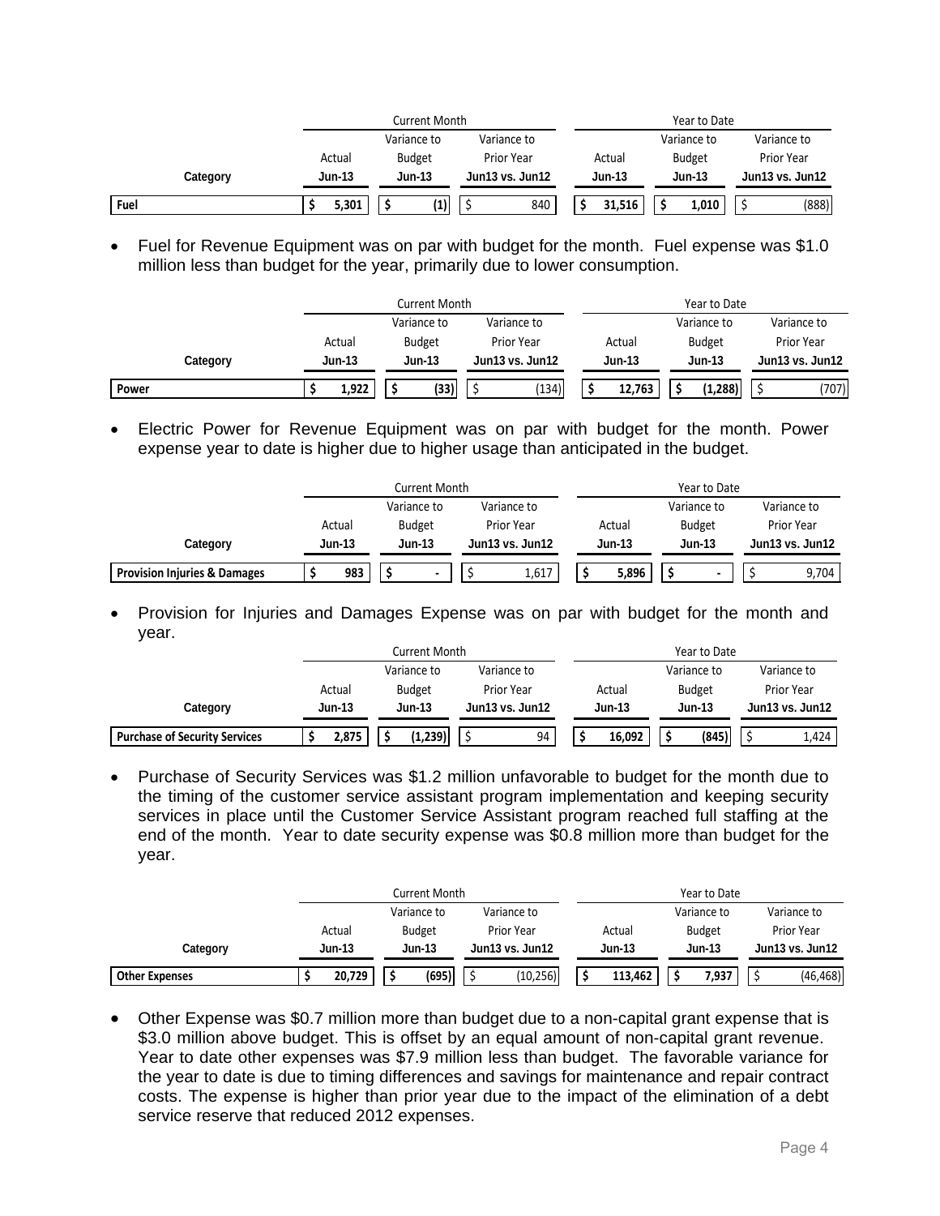| | Current Month | | | Year to Date | | |
|---|---|---|---|---|---|---|
| | Actual | Variance to Budget | Variance to Prior Year | Actual | Variance to Budget | Variance to Prior Year |
| **Category** | **Jun-13** | **Jun-13** | **Jun13 vs. Jun12** | **Jun-13** | **Jun-13** | **Jun13 vs. Jun12** |
| **Fuel** | **$ 5,301** | **$ (1)** | $ 840 | **$ 31,516** | **$ 1,010** | $ (888) |

- Fuel for Revenue Equipment was on par with budget for the month. Fuel expense was $1.0 million less than budget for the year, primarily due to lower consumption.

| | Current Month | | | Year to Date | | |
|---|---|---|---|---|---|---|
| | Actual | Variance to Budget | Variance to Prior Year | Actual | Variance to Budget | Variance to Prior Year |
| **Category** | **Jun-13** | **Jun-13** | **Jun13 vs. Jun12** | **Jun-13** | **Jun-13** | **Jun13 vs. Jun12** |
| **Power** | **$ 1,922** | **$ (33)** | $ (134) | **$ 12,763** | **$ (1,288)** | $ (707) |

- Electric Power for Revenue Equipment was on par with budget for the month. Power expense year to date is higher due to higher usage than anticipated in the budget.

| | Current Month | | | Year to Date | | |
|---|---|---|---|---|---|---|
| | Actual | Variance to Budget | Variance to Prior Year | Actual | Variance to Budget | Variance to Prior Year |
| **Category** | **Jun-13** | **Jun-13** | **Jun13 vs. Jun12** | **Jun-13** | **Jun-13** | **Jun13 vs. Jun12** |
| **Provision Injuries & Damages** | **$ 983** | **$ -** | $ 1,617 | **$ 5,896** | **$ -** | $ 9,704 |

- Provision for Injuries and Damages Expense was on par with budget for the month and year.

| | Current Month | | | Year to Date | | |
|---|---|---|---|---|---|---|
| | Actual | Variance to Budget | Variance to Prior Year | Actual | Variance to Budget | Variance to Prior Year |
| **Category** | **Jun-13** | **Jun-13** | **Jun13 vs. Jun12** | **Jun-13** | **Jun-13** | **Jun13 vs. Jun12** |
| **Purchase of Security Services** | **$ 2,875** | **$ (1,239)** | $ 94 | **$ 16,092** | **$ (845)** | $ 1,424 |

- Purchase of Security Services was $1.2 million unfavorable to budget for the month due to the timing of the customer service assistant program implementation and keeping security services in place until the Customer Service Assistant program reached full staffing at the end of the month. Year to date security expense was $0.8 million more than budget for the year.

| | Current Month | | | Year to Date | | |
|---|---|---|---|---|---|---|
| | Actual | Variance to Budget | Variance to Prior Year | Actual | Variance to Budget | Variance to Prior Year |
| **Category** | **Jun-13** | **Jun-13** | **Jun13 vs. Jun12** | **Jun-13** | **Jun-13** | **Jun13 vs. Jun12** |
| **Other Expenses** | **$ 20,729** | **$ (695)** | $ (10,256) | **$ 113,462** | **$ 7,937** | $ (46,468) |

- Other Expense was $0.7 million more than budget due to a non-capital grant expense that is $3.0 million above budget. This is offset by an equal amount of non-capital grant revenue. Year to date other expenses was $7.9 million less than budget. The favorable variance for the year to date is due to timing differences and savings for maintenance and repair contract costs. The expense is higher than prior year due to the impact of the elimination of a debt service reserve that reduced 2012 expenses.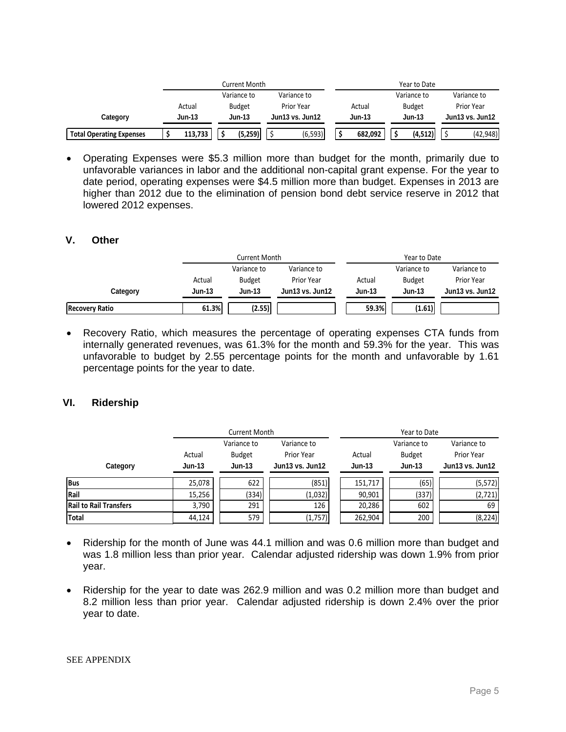| | Current Month | | | Year to Date | | |
|---|---|---|---|---|---|---|
| Category | Actual Jun-13 | Variance to Budget Jun-13 | Variance to Prior Year Jun13 vs. Jun12 | Actual Jun-13 | Variance to Budget Jun-13 | Variance to Prior Year Jun13 vs. Jun12 |
| **Total Operating Expenses** | $ 113,733 | $ (5,259) | $ (6,593) | $ 682,092 | $ (4,512) | $ (42,948) |

- Operating Expenses were $5.3 million more than budget for the month, primarily due to unfavorable variances in labor and the additional non-capital grant expense. For the year to date period, operating expenses were $4.5 million more than budget. Expenses in 2013 are higher than 2012 due to the elimination of pension bond debt service reserve in 2012 that lowered 2012 expenses.

## V. Other

| | Current Month | | | Year to Date | | |
|---|---|---|---|---|---|---|
| Category | Actual Jun-13 | Variance to Budget Jun-13 | Variance to Prior Year Jun13 vs. Jun12 | Actual Jun-13 | Variance to Budget Jun-13 | Variance to Prior Year Jun13 vs. Jun12 |
| **Recovery Ratio** | 61.3% | (2.55) | | 59.3% | (1.61) | |

- Recovery Ratio, which measures the percentage of operating expenses CTA funds from internally generated revenues, was 61.3% for the month and 59.3% for the year. This was unfavorable to budget by 2.55 percentage points for the month and unfavorable by 1.61 percentage points for the year to date.

## VI. Ridership

| | Current Month | | | Year to Date | | |
|---|---|---|---|---|---|---|
| Category | Actual Jun-13 | Variance to Budget Jun-13 | Variance to Prior Year Jun13 vs. Jun12 | Actual Jun-13 | Variance to Budget Jun-13 | Variance to Prior Year Jun13 vs. Jun12 |
| **Bus** | 25,078 | 622 | (851) | 151,717 | (65) | (5,572) |
| **Rail** | 15,256 | (334) | (1,032) | 90,901 | (337) | (2,721) |
| **Rail to Rail Transfers** | 3,790 | 291 | 126 | 20,286 | 602 | 69 |
| **Total** | 44,124 | 579 | (1,757) | 262,904 | 200 | (8,224) |

- Ridership for the month of June was 44.1 million and was 0.6 million more than budget and was 1.8 million less than prior year. Calendar adjusted ridership was down 1.9% from prior year.

- Ridership for the year to date was 262.9 million and was 0.2 million more than budget and 8.2 million less than prior year. Calendar adjusted ridership is down 2.4% over the prior year to date.

SEE APPENDIX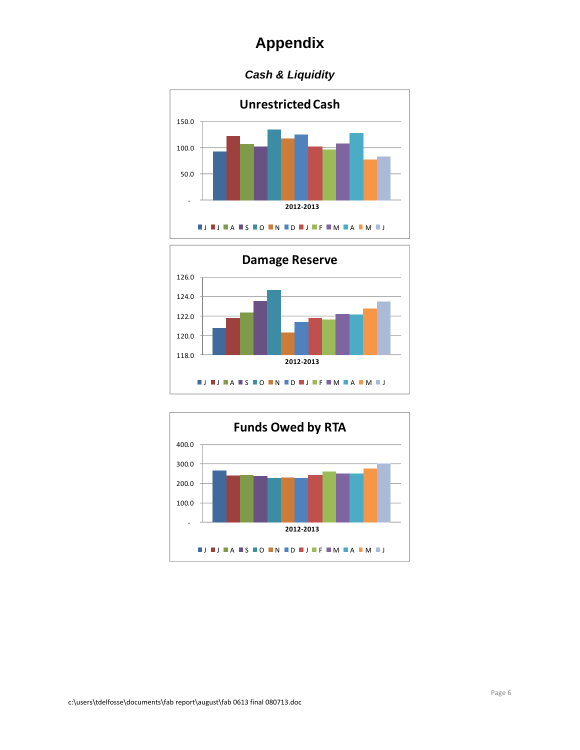# Appendix

## *Cash & Liquidity*

Unrestricted Cash

150.0
100.0
50.0
-

2012-2013

J J A S O N D J F M A M J

Damage Reserve

126.0
124.0
122.0
120.0
118.0

2012-2013

J J A S O N D J F M A M J

Funds Owed by RTA

400.0
300.0
200.0
100.0
-

2012-2013

J J A S O N D J F M A M J

c:\users\tdelfosse\documents\fab report\august\fab 0613 final 080713.doc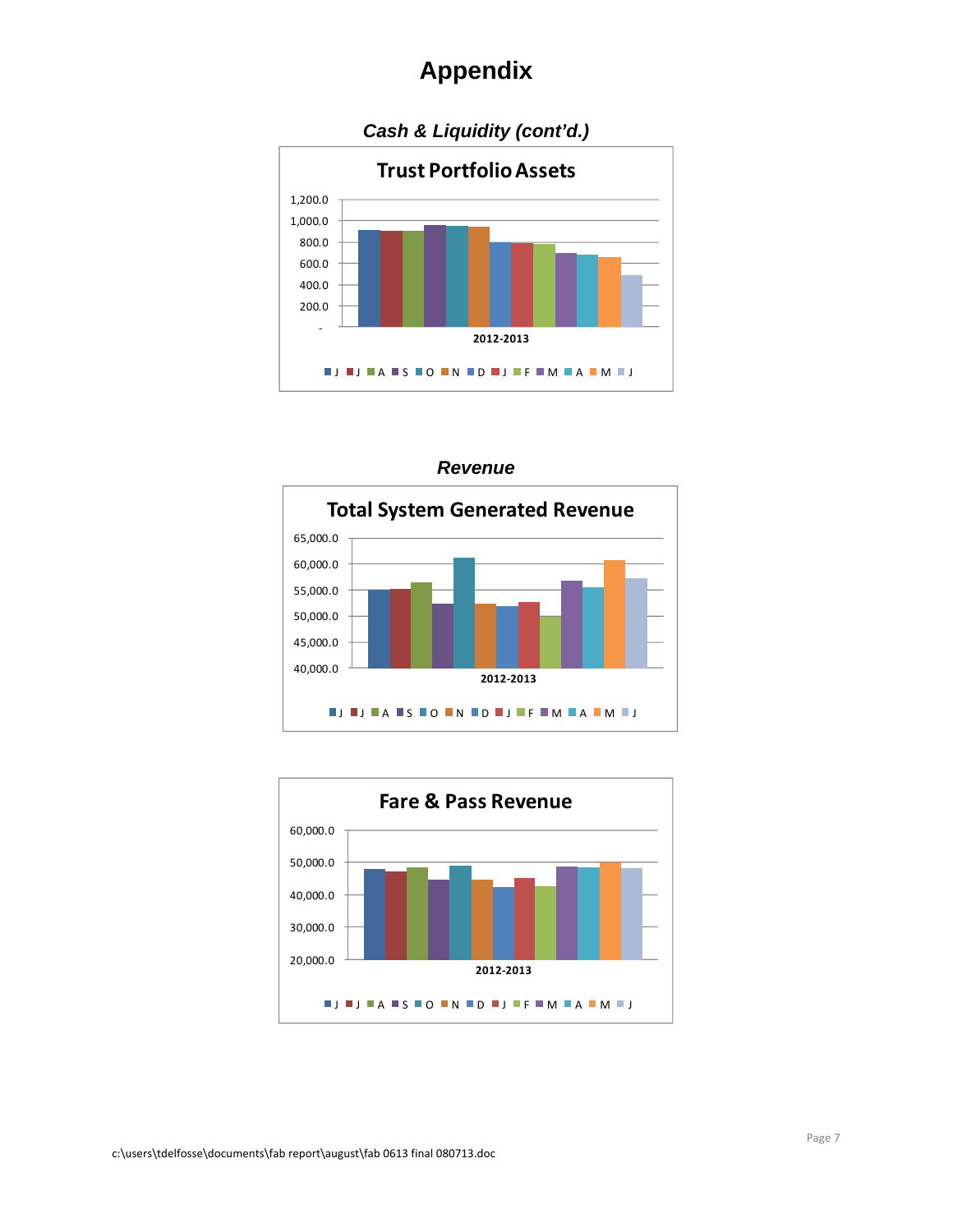# Appendix

### *Cash & Liquidity (cont'd.)*

**Trust Portfolio Assets**

1,200.0
1,000.0
800.0
600.0
400.0
200.0
-

2012-2013

J J A S O N D J F M A M J

### *Revenue*

**Total System Generated Revenue**

65,000.0
60,000.0
55,000.0
50,000.0
45,000.0
40,000.0

2012-2013

J J A S O N D J F M A M J

**Fare & Pass Revenue**

60,000.0
50,000.0
40,000.0
30,000.0
20,000.0

2012-2013

J J A S O N D J F M A M J

c:\users\tdelfosse\documents\fab report\august\fab 0613 final 080713.doc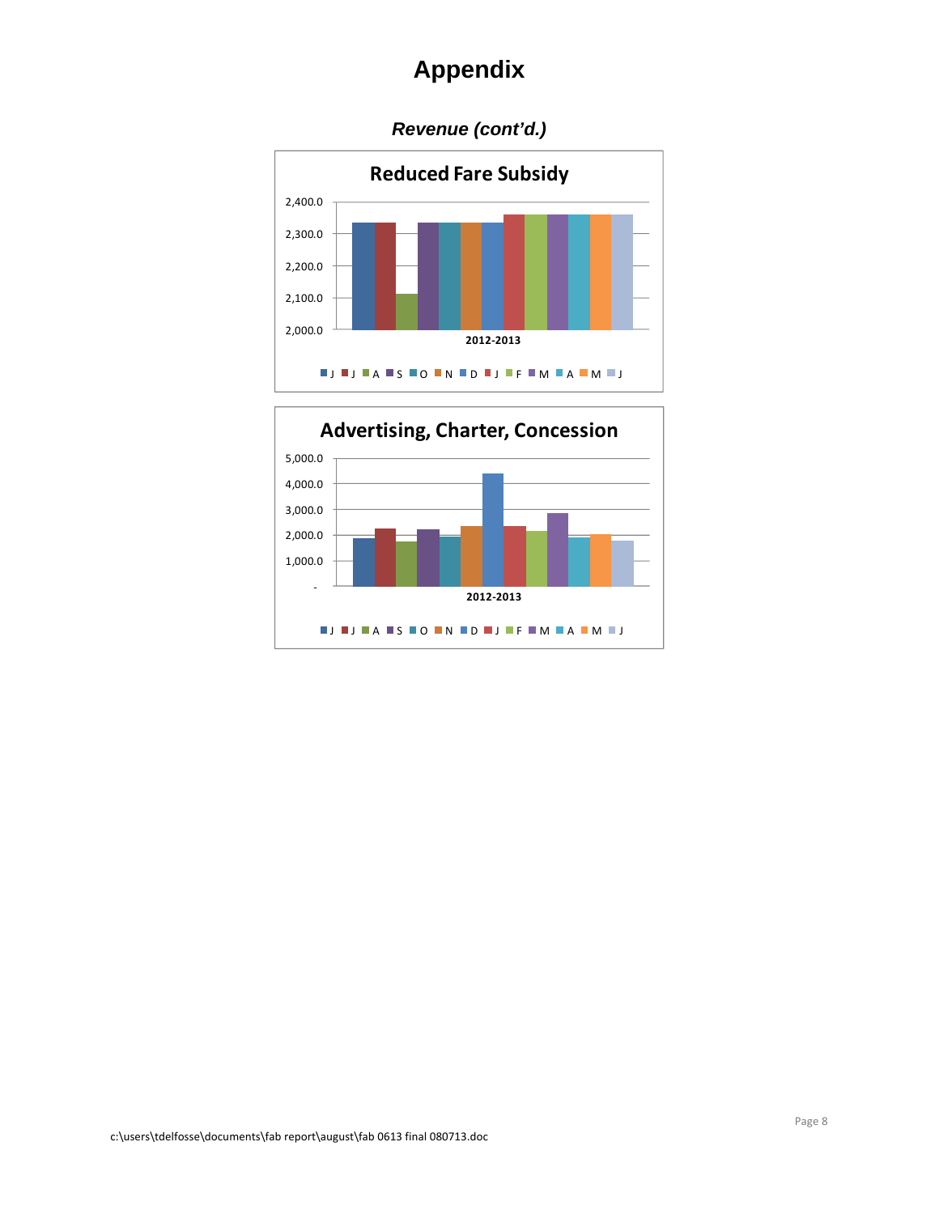# Appendix

***Revenue (cont'd.)***

**Reduced Fare Subsidy**

2,400.0
2,300.0
2,200.0
2,100.0
2,000.0

2012-2013

J J A S O N D J F M A M J

**Advertising, Charter, Concession**

5,000.0
4,000.0
3,000.0
2,000.0
1,000.0
-

2012-2013

J J A S O N D J F M A M J

c:\users\tdelfosse\documents\fab report\august\fab 0613 final 080713.doc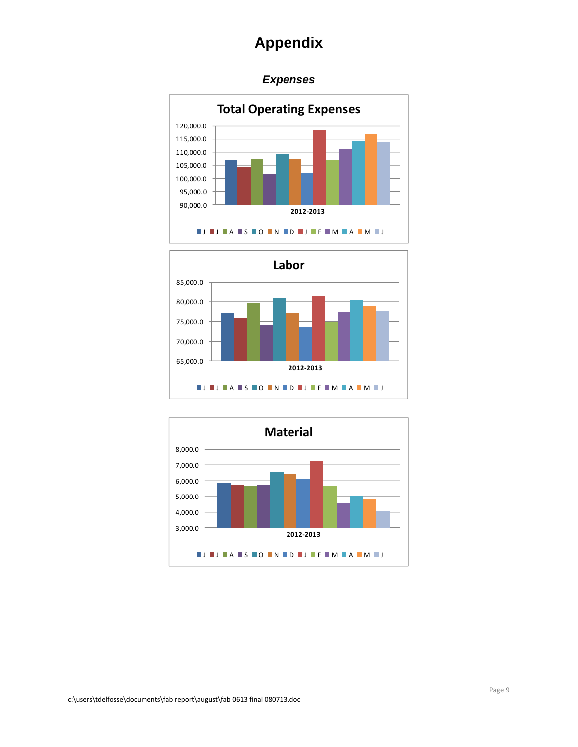# Appendix

## *Expenses*

Total Operating Expenses

120,000.0
115,000.0
110,000.0
105,000.0
100,000.0
95,000.0
90,000.0

2012-2013

J J A S O N D J F M A M J

Labor

85,000.0
80,000.0
75,000.0
70,000.0
65,000.0

2012-2013

J J A S O N D J F M A M J

Material

8,000.0
7,000.0
6,000.0
5,000.0
4,000.0
3,000.0

2012-2013

J J A S O N D J F M A M J

c:\users\tdelfosse\documents\fab report\august\fab 0613 final 080713.doc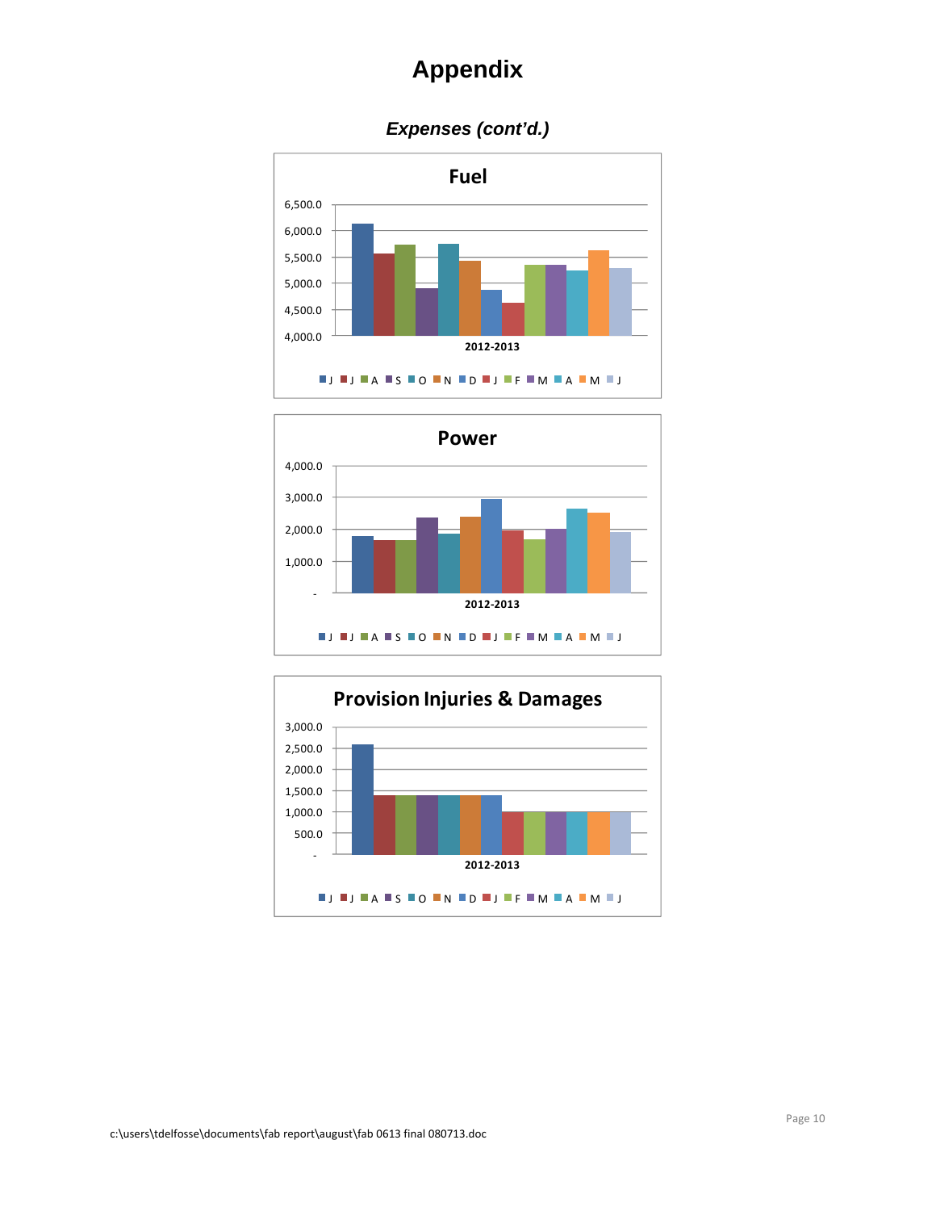# Appendix

## *Expenses (cont'd.)*

**Fuel**

6,500.0
6,000.0
5,500.0
5,000.0
4,500.0
4,000.0

2012-2013

J J A S O N D J F M A M J

**Power**

4,000.0
3,000.0
2,000.0
1,000.0
-

2012-2013

J J A S O N D J F M A M J

**Provision Injuries & Damages**

3,000.0
2,500.0
2,000.0
1,500.0
1,000.0
500.0
-

2012-2013

J J A S O N D J F M A M J

c:\users\tdelfosse\documents\fab report\august\fab 0613 final 080713.doc